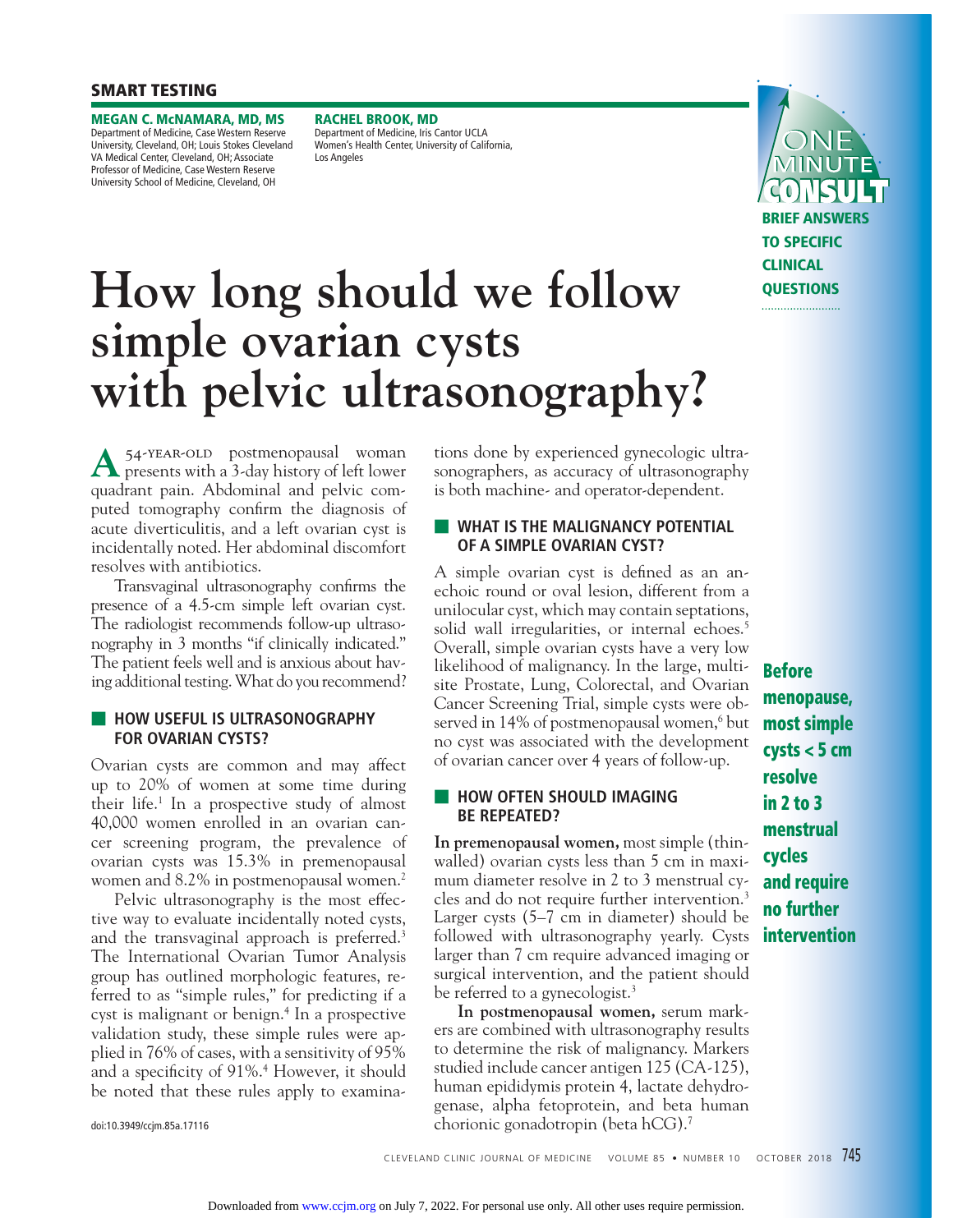**SMART TESTING**

**MEGAN C. McNAMARA, MD, MS**
Department of Medicine, Case Western Reserve University, Cleveland, OH; Louis Stokes Cleveland VA Medical Center, Cleveland, OH; Associate Professor of Medicine, Case Western Reserve University School of Medicine, Cleveland, OH

**RACHEL BROOK, MD**
Department of Medicine, Iris Cantor UCLA Women's Health Center, University of California, Los Angeles

ONE MINUTE CONSULT

**BRIEF ANSWERS TO SPECIFIC CLINICAL QUESTIONS**

# How long should we follow simple ovarian cysts with pelvic ultrasonography?

A 54-YEAR-OLD postmenopausal woman presents with a 3-day history of left lower quadrant pain. Abdominal and pelvic computed tomography confirm the diagnosis of acute diverticulitis, and a left ovarian cyst is incidentally noted. Her abdominal discomfort resolves with antibiotics.

Transvaginal ultrasonography confirms the presence of a 4.5-cm simple left ovarian cyst. The radiologist recommends follow-up ultrasonography in 3 months "if clinically indicated." The patient feels well and is anxious about having additional testing. What do you recommend?

## HOW USEFUL IS ULTRASONOGRAPHY FOR OVARIAN CYSTS?

Ovarian cysts are common and may affect up to 20% of women at some time during their life.[1] In a prospective study of almost 40,000 women enrolled in an ovarian cancer screening program, the prevalence of ovarian cysts was 15.3% in premenopausal women and 8.2% in postmenopausal women.[2]

Pelvic ultrasonography is the most effective way to evaluate incidentally noted cysts, and the transvaginal approach is preferred.[3] The International Ovarian Tumor Analysis group has outlined morphologic features, referred to as "simple rules," for predicting if a cyst is malignant or benign.[4] In a prospective validation study, these simple rules were applied in 76% of cases, with a sensitivity of 95% and a specificity of 91%.[4] However, it should be noted that these rules apply to examinations done by experienced gynecologic ultrasonographers, as accuracy of ultrasonography is both machine- and operator-dependent.

## WHAT IS THE MALIGNANCY POTENTIAL OF A SIMPLE OVARIAN CYST?

A simple ovarian cyst is defined as an anechoic round or oval lesion, different from a unilocular cyst, which may contain septations, solid wall irregularities, or internal echoes.[5] Overall, simple ovarian cysts have a very low likelihood of malignancy. In the large, multisite Prostate, Lung, Colorectal, and Ovarian Cancer Screening Trial, simple cysts were observed in 14% of postmenopausal women,[6] but no cyst was associated with the development of ovarian cancer over 4 years of follow-up.

## HOW OFTEN SHOULD IMAGING BE REPEATED?

**In premenopausal women,** most simple (thin-walled) ovarian cysts less than 5 cm in maximum diameter resolve in 2 to 3 menstrual cycles and do not require further intervention.[3] Larger cysts (5–7 cm in diameter) should be followed with ultrasonography yearly. Cysts larger than 7 cm require advanced imaging or surgical intervention, and the patient should be referred to a gynecologist.[3]

**In postmenopausal women,** serum markers are combined with ultrasonography results to determine the risk of malignancy. Markers studied include cancer antigen 125 (CA-125), human epididymis protein 4, lactate dehydrogenase, alpha fetoprotein, and beta human chorionic gonadotropin (beta hCG).[7]

**Before menopause, most simple cysts < 5 cm resolve in 2 to 3 menstrual cycles and require no further intervention**

doi:10.3949/ccjm.85a.17116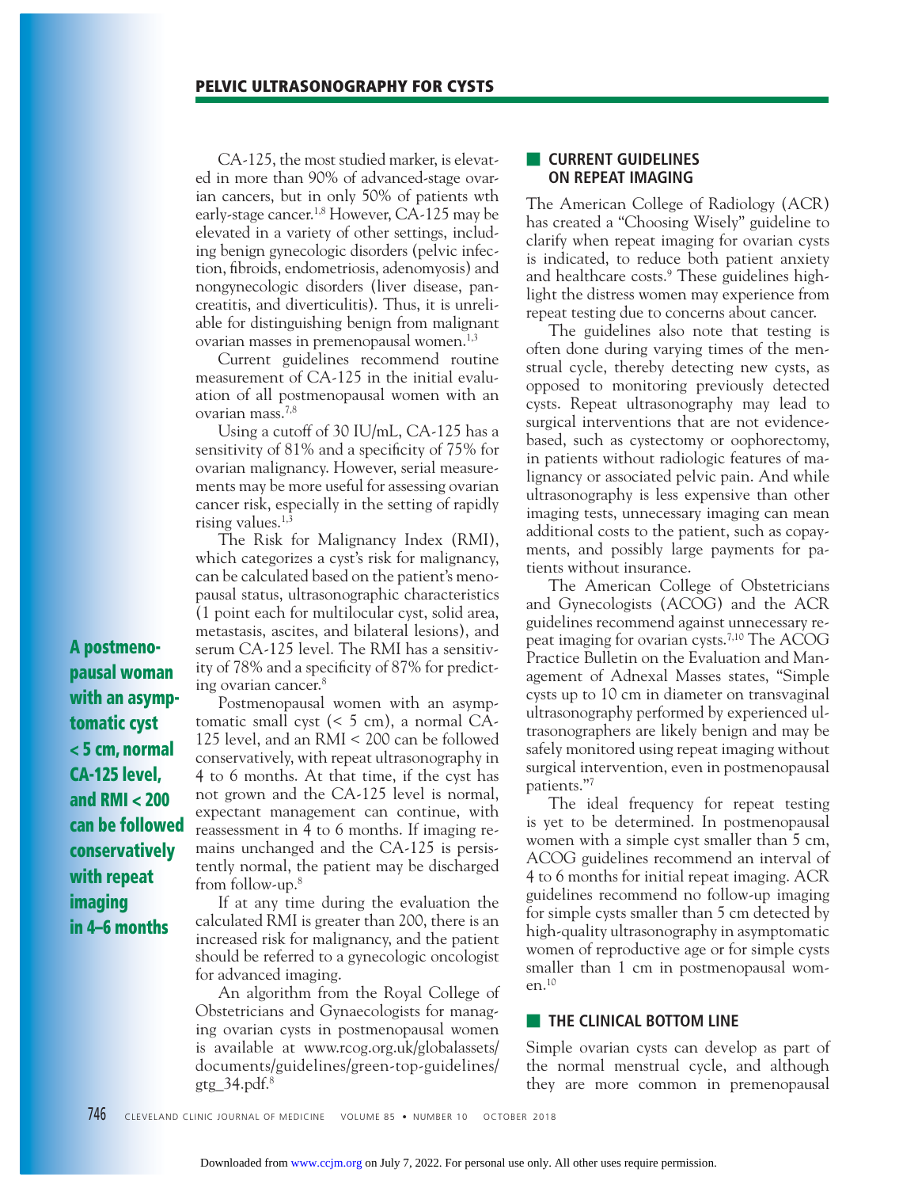CA-125, the most studied marker, is elevated in more than 90% of advanced-stage ovarian cancers, but in only 50% of patients wth early-stage cancer.[1,8] However, CA-125 may be elevated in a variety of other settings, including benign gynecologic disorders (pelvic infection, fibroids, endometriosis, adenomyosis) and nongynecologic disorders (liver disease, pancreatitis, and diverticulitis). Thus, it is unreliable for distinguishing benign from malignant ovarian masses in premenopausal women.[1,3]

Current guidelines recommend routine measurement of CA-125 in the initial evaluation of all postmenopausal women with an ovarian mass.[7,8]

Using a cutoff of 30 IU/mL, CA-125 has a sensitivity of 81% and a specificity of 75% for ovarian malignancy. However, serial measurements may be more useful for assessing ovarian cancer risk, especially in the setting of rapidly rising values.[1,3]

The Risk for Malignancy Index (RMI), which categorizes a cyst's risk for malignancy, can be calculated based on the patient's menopausal status, ultrasonographic characteristics (1 point each for multilocular cyst, solid area, metastasis, ascites, and bilateral lesions), and serum CA-125 level. The RMI has a sensitivity of 78% and a specificity of 87% for predicting ovarian cancer.[8]

**A postmenopausal woman with an asymptomatic cyst < 5 cm, normal CA-125 level, and RMI < 200 can be followed conservatively with repeat imaging in 4–6 months**

Postmenopausal women with an asymptomatic small cyst (< 5 cm), a normal CA-125 level, and an RMI < 200 can be followed conservatively, with repeat ultrasonography in 4 to 6 months. At that time, if the cyst has not grown and the CA-125 level is normal, expectant management can continue, with reassessment in 4 to 6 months. If imaging remains unchanged and the CA-125 is persistently normal, the patient may be discharged from follow-up.[8]

If at any time during the evaluation the calculated RMI is greater than 200, there is an increased risk for malignancy, and the patient should be referred to a gynecologic oncologist for advanced imaging.

An algorithm from the Royal College of Obstetricians and Gynaecologists for managing ovarian cysts in postmenopausal women is available at www.rcog.org.uk/globalassets/documents/guidelines/green-top-guidelines/gtg_34.pdf.[8]

## CURRENT GUIDELINES ON REPEAT IMAGING

The American College of Radiology (ACR) has created a "Choosing Wisely" guideline to clarify when repeat imaging for ovarian cysts is indicated, to reduce both patient anxiety and healthcare costs.[9] These guidelines highlight the distress women may experience from repeat testing due to concerns about cancer.

The guidelines also note that testing is often done during varying times of the menstrual cycle, thereby detecting new cysts, as opposed to monitoring previously detected cysts. Repeat ultrasonography may lead to surgical interventions that are not evidence-based, such as cystectomy or oophorectomy, in patients without radiologic features of malignancy or associated pelvic pain. And while ultrasonography is less expensive than other imaging tests, unnecessary imaging can mean additional costs to the patient, such as copayments, and possibly large payments for patients without insurance.

The American College of Obstetricians and Gynecologists (ACOG) and the ACR guidelines recommend against unnecessary repeat imaging for ovarian cysts.[7,10] The ACOG Practice Bulletin on the Evaluation and Management of Adnexal Masses states, "Simple cysts up to 10 cm in diameter on transvaginal ultrasonography performed by experienced ultrasonographers are likely benign and may be safely monitored using repeat imaging without surgical intervention, even in postmenopausal patients."[7]

The ideal frequency for repeat testing is yet to be determined. In postmenopausal women with a simple cyst smaller than 5 cm, ACOG guidelines recommend an interval of 4 to 6 months for initial repeat imaging. ACR guidelines recommend no follow-up imaging for simple cysts smaller than 5 cm detected by high-quality ultrasonography in asymptomatic women of reproductive age or for simple cysts smaller than 1 cm in postmenopausal women.[10]

## THE CLINICAL BOTTOM LINE

Simple ovarian cysts can develop as part of the normal menstrual cycle, and although they are more common in premenopausal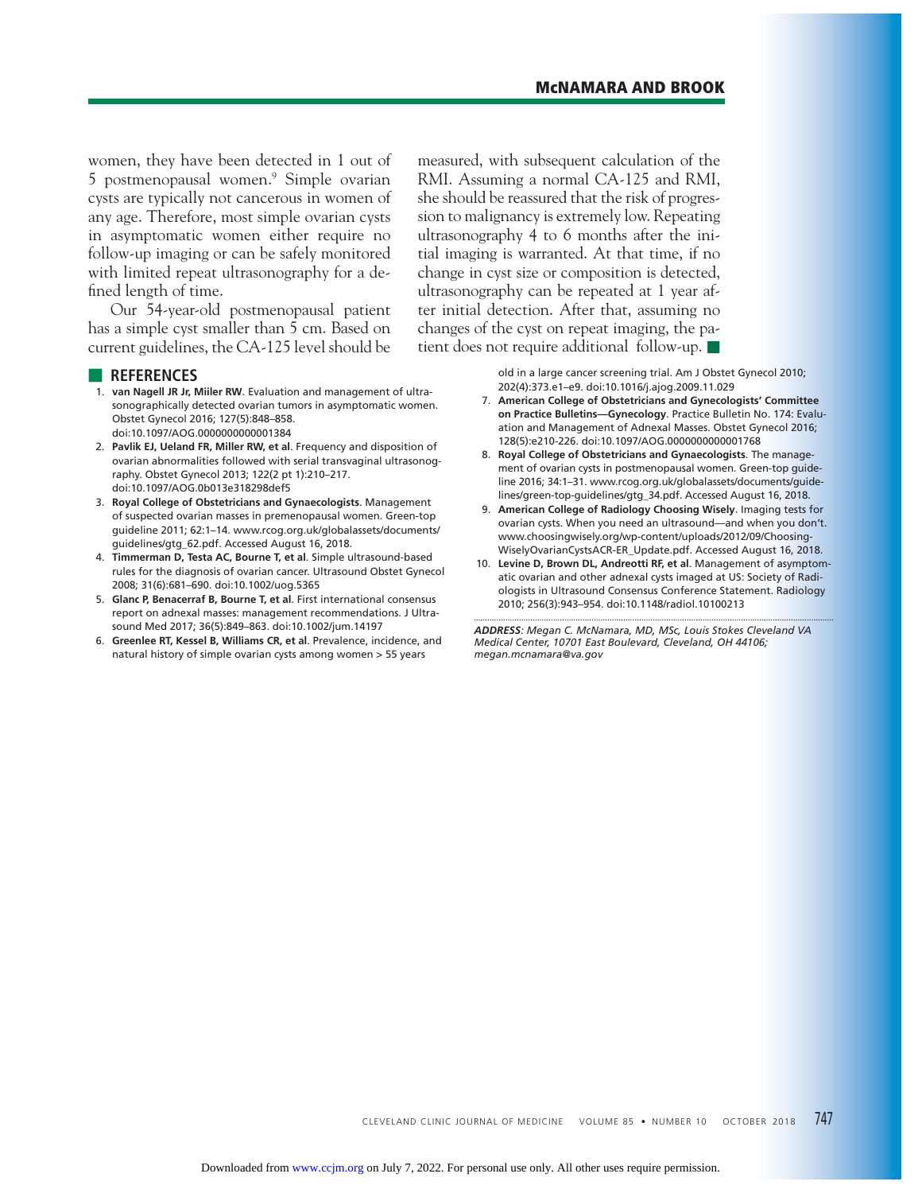women, they have been detected in 1 out of 5 postmenopausal women.[9] Simple ovarian cysts are typically not cancerous in women of any age. Therefore, most simple ovarian cysts in asymptomatic women either require no follow-up imaging or can be safely monitored with limited repeat ultrasonography for a defined length of time.

Our 54-year-old postmenopausal patient has a simple cyst smaller than 5 cm. Based on current guidelines, the CA-125 level should be measured, with subsequent calculation of the RMI. Assuming a normal CA-125 and RMI, she should be reassured that the risk of progression to malignancy is extremely low. Repeating ultrasonography 4 to 6 months after the initial imaging is warranted. At that time, if no change in cyst size or composition is detected, ultrasonography can be repeated at 1 year after initial detection. After that, assuming no changes of the cyst on repeat imaging, the patient does not require additional follow-up. ■

## REFERENCES

1. **van Nagell JR Jr, Miiler RW**. Evaluation and management of ultrasonographically detected ovarian tumors in asymptomatic women. Obstet Gynecol 2016; 127(5):848–858. doi:10.1097/AOG.0000000000001384
2. **Pavlik EJ, Ueland FR, Miller RW, et al**. Frequency and disposition of ovarian abnormalities followed with serial transvaginal ultrasonography. Obstet Gynecol 2013; 122(2 pt 1):210–217. doi:10.1097/AOG.0b013e318298def5
3. **Royal College of Obstetricians and Gynaecologists**. Management of suspected ovarian masses in premenopausal women. Green-top guideline 2011; 62:1–14. www.rcog.org.uk/globalassets/documents/guidelines/gtg_62.pdf. Accessed August 16, 2018.
4. **Timmerman D, Testa AC, Bourne T, et al**. Simple ultrasound-based rules for the diagnosis of ovarian cancer. Ultrasound Obstet Gynecol 2008; 31(6):681–690. doi:10.1002/uog.5365
5. **Glanc P, Benacerraf B, Bourne T, et al**. First international consensus report on adnexal masses: management recommendations. J Ultrasound Med 2017; 36(5):849–863. doi:10.1002/jum.14197
6. **Greenlee RT, Kessel B, Williams CR, et al**. Prevalence, incidence, and natural history of simple ovarian cysts among women > 55 years old in a large cancer screening trial. Am J Obstet Gynecol 2010; 202(4):373.e1–e9. doi:10.1016/j.ajog.2009.11.029
7. **American College of Obstetricians and Gynecologists' Committee on Practice Bulletins—Gynecology**. Practice Bulletin No. 174: Evaluation and Management of Adnexal Masses. Obstet Gynecol 2016; 128(5):e210-226. doi:10.1097/AOG.0000000000001768
8. **Royal College of Obstetricians and Gynaecologists**. The management of ovarian cysts in postmenopausal women. Green-top guideline 2016; 34:1–31. www.rcog.org.uk/globalassets/documents/guidelines/green-top-guidelines/gtg_34.pdf. Accessed August 16, 2018.
9. **American College of Radiology Choosing Wisely**. Imaging tests for ovarian cysts. When you need an ultrasound—and when you don't. www.choosingwisely.org/wp-content/uploads/2012/09/ChoosingWiselyOvarianCystsACR-ER_Update.pdf. Accessed August 16, 2018.
10. **Levine D, Brown DL, Andreotti RF, et al**. Management of asymptomatic ovarian and other adnexal cysts imaged at US: Society of Radiologists in Ultrasound Consensus Conference Statement. Radiology 2010; 256(3):943–954. doi:10.1148/radiol.10100213

***ADDRESS**: Megan C. McNamara, MD, MSc, Louis Stokes Cleveland VA Medical Center, 10701 East Boulevard, Cleveland, OH 44106; megan.mcnamara@va.gov*